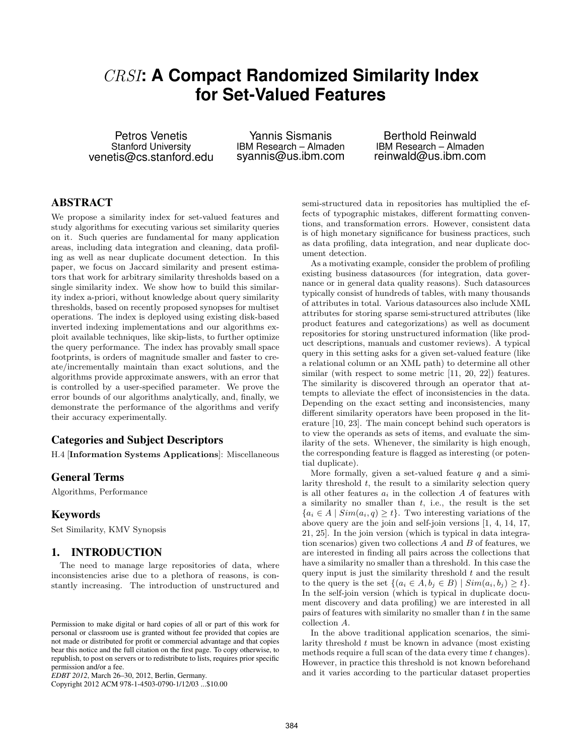# *CRSI*: A Compact Randomized Similarity Index for Set-Valued Features

Petros Venetis
Stanford University
venetis@cs.stanford.edu

Yannis Sismanis
IBM Research – Almaden
syannis@us.ibm.com

Berthold Reinwald
IBM Research – Almaden
reinwald@us.ibm.com

## ABSTRACT

We propose a similarity index for set-valued features and study algorithms for executing various set similarity queries on it. Such queries are fundamental for many application areas, including data integration and cleaning, data profiling as well as near duplicate document detection. In this paper, we focus on Jaccard similarity and present estimators that work for arbitrary similarity thresholds based on a single similarity index. We show how to build this similarity index a-priori, without knowledge about query similarity thresholds, based on recently proposed synopses for multiset operations. The index is deployed using existing disk-based inverted indexing implementations and our algorithms exploit available techniques, like skip-lists, to further optimize the query performance. The index has provably small space footprints, is orders of magnitude smaller and faster to create/incrementally maintain than exact solutions, and the algorithms provide approximate answers, with an error that is controlled by a user-specified parameter. We prove the error bounds of our algorithms analytically, and, finally, we demonstrate the performance of the algorithms and verify their accuracy experimentally.

### Categories and Subject Descriptors

H.4 [**Information Systems Applications**]: Miscellaneous

### General Terms

Algorithms, Performance

### Keywords

Set Similarity, KMV Synopsis

## 1. INTRODUCTION

The need to manage large repositories of data, where inconsistencies arise due to a plethora of reasons, is constantly increasing. The introduction of unstructured and semi-structured data in repositories has multiplied the effects of typographic mistakes, different formatting conventions, and transformation errors. However, consistent data is of high monetary significance for business practices, such as data profiling, data integration, and near duplicate document detection.

As a motivating example, consider the problem of profiling existing business datasources (for integration, data governance or in general data quality reasons). Such datasources typically consist of hundreds of tables, with many thousands of attributes in total. Various datasources also include XML attributes for storing sparse semi-structured attributes (like product features and categorizations) as well as document repositories for storing unstructured information (like product descriptions, manuals and customer reviews). A typical query in this setting asks for a given set-valued feature (like a relational column or an XML path) to determine all other similar (with respect to some metric [11, 20, 22]) features. The similarity is discovered through an operator that attempts to alleviate the effect of inconsistencies in the data. Depending on the exact setting and inconsistencies, many different similarity operators have been proposed in the literature [10, 23]. The main concept behind such operators is to view the operands as sets of items, and evaluate the similarity of the sets. Whenever, the similarity is high enough, the corresponding feature is flagged as interesting (or potential duplicate).

More formally, given a set-valued feature $q$ and a similarity threshold $t$, the result to a similarity selection query is all other features $a_i$ in the collection $A$ of features with a similarity no smaller than $t$, i.e., the result is the set $\{a_i \in A \mid Sim(a_i, q) \geq t\}$. Two interesting variations of the above query are the join and self-join versions [1, 4, 14, 17, 21, 25]. In the join version (which is typical in data integration scenarios) given two collections $A$ and $B$ of features, we are interested in finding all pairs across the collections that have a similarity no smaller than a threshold. In this case the query input is just the similarity threshold $t$ and the result to the query is the set $\{(a_i \in A, b_j \in B) \mid Sim(a_i, b_j) \geq t\}$. In the self-join version (which is typical in duplicate document discovery and data profiling) we are interested in all pairs of features with similarity no smaller than $t$ in the same collection $A$.

In the above traditional application scenarios, the similarity threshold $t$ must be known in advance (most existing methods require a full scan of the data every time $t$ changes). However, in practice this threshold is not known beforehand and it varies according to the particular dataset properties

Permission to make digital or hard copies of all or part of this work for personal or classroom use is granted without fee provided that copies are not made or distributed for profit or commercial advantage and that copies bear this notice and the full citation on the first page. To copy otherwise, to republish, to post on servers or to redistribute to lists, requires prior specific permission and/or a fee.
*EDBT 2012*, March 26–30, 2012, Berlin, Germany.
Copyright 2012 ACM 978-1-4503-0790-1/12/03 ...$10.00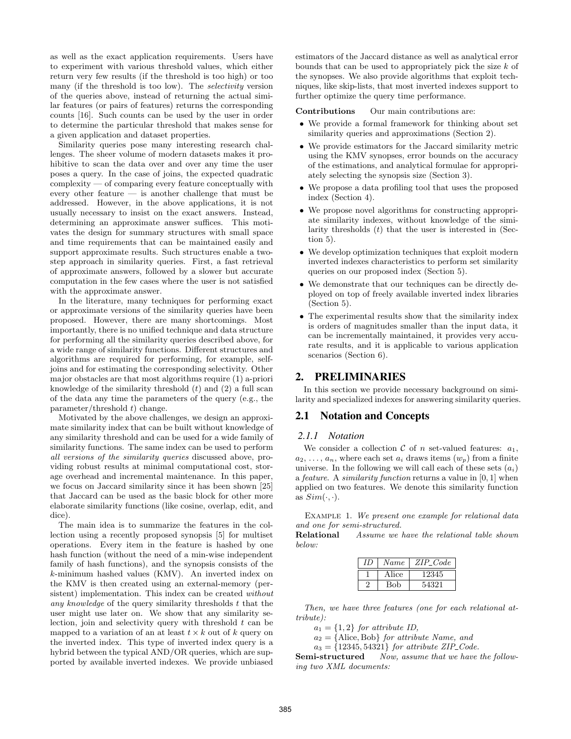as well as the exact application requirements. Users have to experiment with various threshold values, which either return very few results (if the threshold is too high) or too many (if the threshold is too low). The *selectivity* version of the queries above, instead of returning the actual similar features (or pairs of features) returns the corresponding counts [16]. Such counts can be used by the user in order to determine the particular threshold that makes sense for a given application and dataset properties.

Similarity queries pose many interesting research challenges. The sheer volume of modern datasets makes it prohibitive to scan the data over and over any time the user poses a query. In the case of joins, the expected quadratic complexity — of comparing every feature conceptually with every other feature — is another challenge that must be addressed. However, in the above applications, it is not usually necessary to insist on the exact answers. Instead, determining an approximate answer suffices. This motivates the design for summary structures with small space and time requirements that can be maintained easily and support approximate results. Such structures enable a two-step approach in similarity queries. First, a fast retrieval of approximate answers, followed by a slower but accurate computation in the few cases where the user is not satisfied with the approximate answer.

In the literature, many techniques for performing exact or approximate versions of the similarity queries have been proposed. However, there are many shortcomings. Most importantly, there is no unified technique and data structure for performing all the similarity queries described above, for a wide range of similarity functions. Different structures and algorithms are required for performing, for example, self-joins and for estimating the corresponding selectivity. Other major obstacles are that most algorithms require (1) a-priori knowledge of the similarity threshold ($t$) and (2) a full scan of the data any time the parameters of the query (e.g., the parameter/threshold $t$) change.

Motivated by the above challenges, we design an approximate similarity index that can be built without knowledge of any similarity threshold and can be used for a wide family of similarity functions. The same index can be used to perform *all versions of the similarity queries* discussed above, providing robust results at minimal computational cost, storage overhead and incremental maintenance. In this paper, we focus on Jaccard similarity since it has been shown [25] that Jaccard can be used as the basic block for other more elaborate similarity functions (like cosine, overlap, edit, and dice).

The main idea is to summarize the features in the collection using a recently proposed synopsis [5] for multiset operations. Every item in the feature is hashed by one hash function (without the need of a min-wise independent family of hash functions), and the synopsis consists of the $k$-minimum hashed values (KMV). An inverted index on the KMV is then created using an external-memory (persistent) implementation. This index can be created *without any knowledge* of the query similarity thresholds $t$ that the user might use later on. We show that any similarity selection, join and selectivity query with threshold $t$ can be mapped to a variation of an at least $t \times k$ out of $k$ query on the inverted index. This type of inverted index query is a hybrid between the typical AND/OR queries, which are supported by available inverted indexes. We provide unbiased estimators of the Jaccard distance as well as analytical error bounds that can be used to appropriately pick the size $k$ of the synopses. We also provide algorithms that exploit techniques, like skip-lists, that most inverted indexes support to further optimize the query time performance.

**Contributions** Our main contributions are:

- We provide a formal framework for thinking about set similarity queries and approximations (Section 2).
- We provide estimators for the Jaccard similarity metric using the KMV synopses, error bounds on the accuracy of the estimations, and analytical formulae for appropriately selecting the synopsis size (Section 3).
- We propose a data profiling tool that uses the proposed index (Section 4).
- We propose novel algorithms for constructing appropriate similarity indexes, without knowledge of the similarity thresholds ($t$) that the user is interested in (Section 5).
- We develop optimization techniques that exploit modern inverted indexes characteristics to perform set similarity queries on our proposed index (Section 5).
- We demonstrate that our techniques can be directly deployed on top of freely available inverted index libraries (Section 5).
- The experimental results show that the similarity index is orders of magnitudes smaller than the input data, it can be incrementally maintained, it provides very accurate results, and it is applicable to various application scenarios (Section 6).

## 2. PRELIMINARIES

In this section we provide necessary background on similarity and specialized indexes for answering similarity queries.

## 2.1 Notation and Concepts

### 2.1.1 Notation

We consider a collection $\mathcal{C}$ of $n$ set-valued features: $a_1$, $a_2$, ..., $a_n$, where each set $a_i$ draws items ($w_p$) from a finite universe. In the following we will call each of these sets ($a_i$) a *feature*. A *similarity function* returns a value in $[0, 1]$ when applied on two features. We denote this similarity function as $Sim(\cdot, \cdot)$.

Example 1. *We present one example for relational data and one for semi-structured.*

**Relational** *Assume we have the relational table shown below:*

| *ID* | *Name* | *ZIP_Code* |
|---|---|---|
| 1 | Alice | 12345 |
| 2 | Bob | 54321 |

*Then, we have three features (one for each relational attribute):*

$a_1 = \{1, 2\}$ *for attribute ID,*

$a_2 = \{\text{Alice}, \text{Bob}\}$ *for attribute Name, and*

$a_3 = \{12345, 54321\}$ *for attribute ZIP_Code.*

**Semi-structured** *Now, assume that we have the following two XML documents:*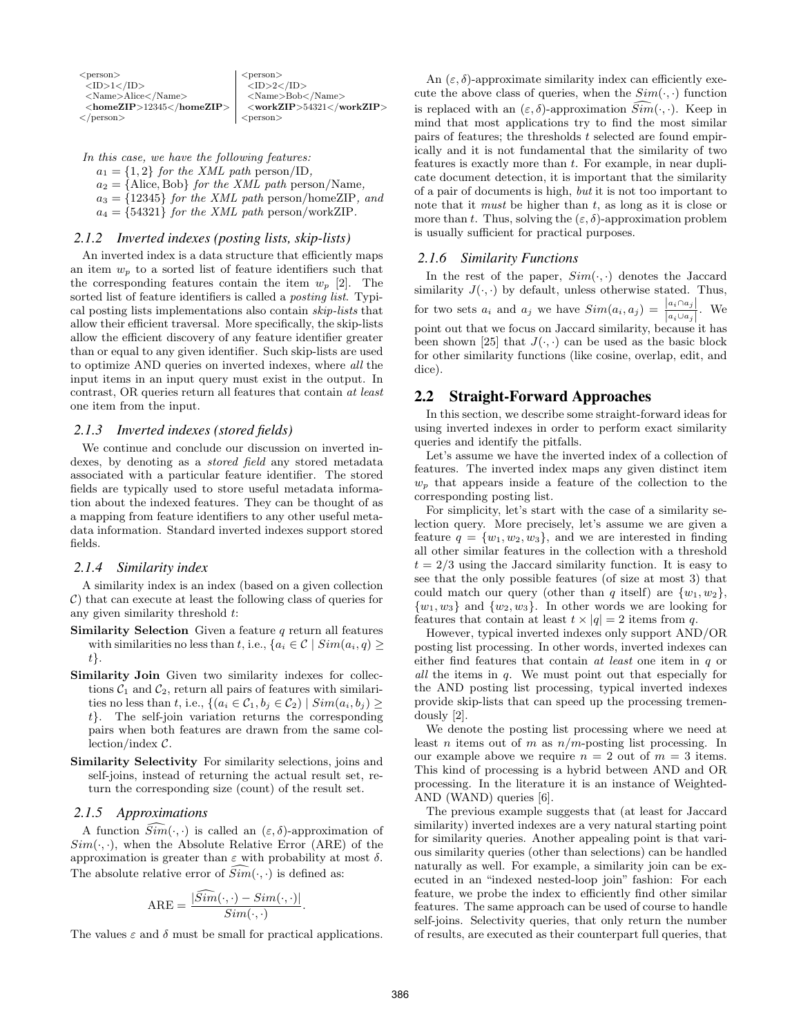```
<person>
  <ID>1</ID>
  <Name>Alice</Name>
  <homeZIP>12345</homeZIP>
</person>
```

```
<person>
  <ID>2</ID>
  <Name>Bob</Name>
  <workZIP>54321</workZIP>
<person>
```

*In this case, we have the following features:*

$a_1 = \{1, 2\}$ *for the XML path* person/ID*,*

$a_2 = \{\text{Alice}, \text{Bob}\}$ *for the XML path* person/Name*,*

$a_3 = \{12345\}$ *for the XML path* person/homeZIP*, and*

$a_4 = \{54321\}$ *for the XML path* person/workZIP*.*

#### 2.1.2 Inverted indexes (posting lists, skip-lists)

An inverted index is a data structure that efficiently maps an item $w_p$ to a sorted list of feature identifiers such that the corresponding features contain the item $w_p$ [2]. The sorted list of feature identifiers is called a *posting list*. Typical posting lists implementations also contain *skip-lists* that allow their efficient traversal. More specifically, the skip-lists allow the efficient discovery of any feature identifier greater than or equal to any given identifier. Such skip-lists are used to optimize AND queries on inverted indexes, where *all* the input items in an input query must exist in the output. In contrast, OR queries return all features that contain *at least* one item from the input.

#### 2.1.3 Inverted indexes (stored fields)

We continue and conclude our discussion on inverted indexes, by denoting as a *stored field* any stored metadata associated with a particular feature identifier. The stored fields are typically used to store useful metadata information about the indexed features. They can be thought of as a mapping from feature identifiers to any other useful metadata information. Standard inverted indexes support stored fields.

#### 2.1.4 Similarity index

A similarity index is an index (based on a given collection $\mathcal{C}$) that can execute at least the following class of queries for any given similarity threshold $t$:

**Similarity Selection** Given a feature $q$ return all features with similarities no less than $t$, i.e., $\{a_i \in \mathcal{C} \mid Sim(a_i, q) \geq t\}$.

**Similarity Join** Given two similarity indexes for collections $\mathcal{C}_1$ and $\mathcal{C}_2$, return all pairs of features with similarities no less than $t$, i.e., $\{(a_i \in \mathcal{C}_1, b_j \in \mathcal{C}_2) \mid Sim(a_i, b_j) \geq t\}$. The self-join variation returns the corresponding pairs when both features are drawn from the same collection/index $\mathcal{C}$.

**Similarity Selectivity** For similarity selections, joins and self-joins, instead of returning the actual result set, return the corresponding size (count) of the result set.

#### 2.1.5 Approximations

A function $\widehat{Sim}(\cdot,\cdot)$ is called an $(\varepsilon, \delta)$-approximation of $Sim(\cdot,\cdot)$, when the Absolute Relative Error (ARE) of the approximation is greater than $\varepsilon$ with probability at most $\delta$. The absolute relative error of $\widehat{Sim}(\cdot,\cdot)$ is defined as:

$$\text{ARE} = \frac{|\widehat{Sim}(\cdot,\cdot) - Sim(\cdot,\cdot)|}{Sim(\cdot,\cdot)}.$$

The values $\varepsilon$ and $\delta$ must be small for practical applications.

An $(\varepsilon, \delta)$-approximate similarity index can efficiently execute the above class of queries, when the $Sim(\cdot,\cdot)$ function is replaced with an $(\varepsilon, \delta)$-approximation $\widehat{Sim}(\cdot,\cdot)$. Keep in mind that most applications try to find the most similar pairs of features; the thresholds $t$ selected are found empirically and it is not fundamental that the similarity of two features is exactly more than $t$. For example, in near duplicate document detection, it is important that the similarity of a pair of documents is high, *but* it is not too important to note that it *must* be higher than $t$, as long as it is close or more than $t$. Thus, solving the $(\varepsilon, \delta)$-approximation problem is usually sufficient for practical purposes.

#### 2.1.6 Similarity Functions

In the rest of the paper, $Sim(\cdot,\cdot)$ denotes the Jaccard similarity $J(\cdot,\cdot)$ by default, unless otherwise stated. Thus, for two sets $a_i$ and $a_j$ we have $Sim(a_i, a_j) = \frac{|a_i \cap a_j|}{|a_i \cup a_j|}$. We point out that we focus on Jaccard similarity, because it has been shown [25] that $J(\cdot,\cdot)$ can be used as the basic block for other similarity functions (like cosine, overlap, edit, and dice).

## 2.2 Straight-Forward Approaches

In this section, we describe some straight-forward ideas for using inverted indexes in order to perform exact similarity queries and identify the pitfalls.

Let's assume we have the inverted index of a collection of features. The inverted index maps any given distinct item $w_p$ that appears inside a feature of the collection to the corresponding posting list.

For simplicity, let's start with the case of a similarity selection query. More precisely, let's assume we are given a feature $q = \{w_1, w_2, w_3\}$, and we are interested in finding all other similar features in the collection with a threshold $t = 2/3$ using the Jaccard similarity function. It is easy to see that the only possible features (of size at most 3) that could match our query (other than $q$ itself) are $\{w_1, w_2\}$, $\{w_1, w_3\}$ and $\{w_2, w_3\}$. In other words we are looking for features that contain at least $t \times |q| = 2$ items from $q$.

However, typical inverted indexes only support AND/OR posting list processing. In other words, inverted indexes can either find features that contain *at least* one item in $q$ or *all* the items in $q$. We must point out that especially for the AND posting list processing, typical inverted indexes provide skip-lists that can speed up the processing tremendously [2].

We denote the posting list processing where we need at least $n$ items out of $m$ as $n/m$-posting list processing. In our example above we require $n = 2$ out of $m = 3$ items. This kind of processing is a hybrid between AND and OR processing. In the literature it is an instance of Weighted-AND (WAND) queries [6].

The previous example suggests that (at least for Jaccard similarity) inverted indexes are a very natural starting point for similarity queries. Another appealing point is that various similarity queries (other than selections) can be handled naturally as well. For example, a similarity join can be executed in an "indexed nested-loop join" fashion: For each feature, we probe the index to efficiently find other similar features. The same approach can be used of course to handle self-joins. Selectivity queries, that only return the number of results, are executed as their counterpart full queries, that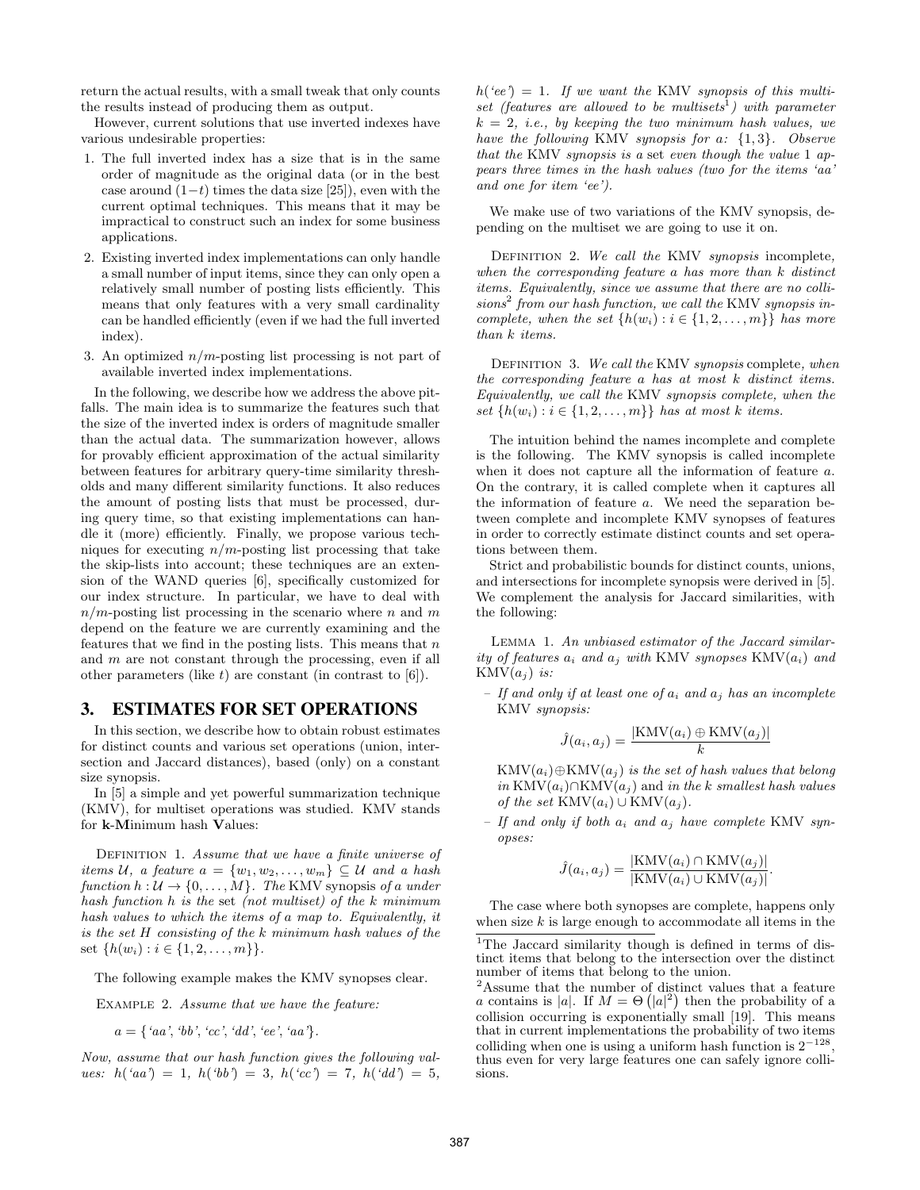return the actual results, with a small tweak that only counts the results instead of producing them as output.

However, current solutions that use inverted indexes have various undesirable properties:

1. The full inverted index has a size that is in the same order of magnitude as the original data (or in the best case around $(1-t)$ times the data size [25]), even with the current optimal techniques. This means that it may be impractical to construct such an index for some business applications.
2. Existing inverted index implementations can only handle a small number of input items, since they can only open a relatively small number of posting lists efficiently. This means that only features with a very small cardinality can be handled efficiently (even if we had the full inverted index).
3. An optimized $n/m$-posting list processing is not part of available inverted index implementations.

In the following, we describe how we address the above pitfalls. The main idea is to summarize the features such that the size of the inverted index is orders of magnitude smaller than the actual data. The summarization however, allows for provably efficient approximation of the actual similarity between features for arbitrary query-time similarity thresholds and many different similarity functions. It also reduces the amount of posting lists that must be processed, during query time, so that existing implementations can handle it (more) efficiently. Finally, we propose various techniques for executing $n/m$-posting list processing that take the skip-lists into account; these techniques are an extension of the WAND queries [6], specifically customized for our index structure. In particular, we have to deal with $n/m$-posting list processing in the scenario where $n$ and $m$ depend on the feature we are currently examining and the features that we find in the posting lists. This means that $n$ and $m$ are not constant through the processing, even if all other parameters (like $t$) are constant (in contrast to [6]).

## 3. ESTIMATES FOR SET OPERATIONS

In this section, we describe how to obtain robust estimates for distinct counts and various set operations (union, intersection and Jaccard distances), based (only) on a constant size synopsis.

In [5] a simple and yet powerful summarization technique (KMV), for multiset operations was studied. KMV stands for **k-M**inimum hash **V**alues:

DEFINITION 1. *Assume that we have a finite universe of items $\mathcal{U}$, a feature $a = \{w_1, w_2, \ldots, w_m\} \subseteq \mathcal{U}$ and a hash function $h : \mathcal{U} \to \{0, \ldots, M\}$. The* KMV *synopsis of $a$ under hash function $h$ is the* set *(not multiset) of the $k$ minimum hash values to which the items of $a$ map to. Equivalently, it is the set $H$ consisting of the $k$ minimum hash values of the set $\{h(w_i) : i \in \{1, 2, \ldots, m\}\}$.*

The following example makes the KMV synopses clear.

EXAMPLE 2. *Assume that we have the feature:*

$$a = \{\text{'aa'}, \text{'bb'}, \text{'cc'}, \text{'dd'}, \text{'ee'}, \text{'aa'}\}.$$

*Now, assume that our hash function gives the following values: $h(\text{'aa'}) = 1$, $h(\text{'bb'}) = 3$, $h(\text{'cc'}) = 7$, $h(\text{'dd'}) = 5$, $h(\text{'ee'}) = 1$. If we want the* KMV *synopsis of this multiset (features are allowed to be multisets[1]) with parameter $k = 2$, i.e., by keeping the two minimum hash values, we have the following* KMV *synopsis for $a$: $\{1, 3\}$. Observe that the* KMV *synopsis is a* set *even though the value 1 appears three times in the hash values (two for the items 'aa' and one for item 'ee').*

We make use of two variations of the KMV synopsis, depending on the multiset we are going to use it on.

DEFINITION 2. *We call the* KMV *synopsis* incomplete*, when the corresponding feature $a$ has more than $k$ distinct items. Equivalently, since we assume that there are no collisions[2] from our hash function, we call the* KMV *synopsis incomplete, when the set $\{h(w_i) : i \in \{1, 2, \ldots, m\}\}$ has more than $k$ items.*

DEFINITION 3. *We call the* KMV *synopsis* complete*, when the corresponding feature $a$ has at most $k$ distinct items. Equivalently, we call the* KMV *synopsis complete, when the set $\{h(w_i) : i \in \{1, 2, \ldots, m\}\}$ has at most $k$ items.*

The intuition behind the names incomplete and complete is the following. The KMV synopsis is called incomplete when it does not capture all the information of feature $a$. On the contrary, it is called complete when it captures all the information of feature $a$. We need the separation between complete and incomplete KMV synopses of features in order to correctly estimate distinct counts and set operations between them.

Strict and probabilistic bounds for distinct counts, unions, and intersections for incomplete synopsis were derived in [5]. We complement the analysis for Jaccard similarities, with the following:

LEMMA 1. *An unbiased estimator of the Jaccard similarity of features $a_i$ and $a_j$ with* KMV *synopses $\text{KMV}(a_i)$ and $\text{KMV}(a_j)$ is:*

– *If and only if at least one of $a_i$ and $a_j$ has an incomplete* KMV *synopsis:*

$$\hat{J}(a_i, a_j) = \frac{|\text{KMV}(a_i) \oplus \text{KMV}(a_j)|}{k}$$

*$\text{KMV}(a_i) \oplus \text{KMV}(a_j)$ is the set of hash values that belong in $\text{KMV}(a_i) \cap \text{KMV}(a_j)$ and in the $k$ smallest hash values of the set $\text{KMV}(a_i) \cup \text{KMV}(a_j)$.*

– *If and only if both $a_i$ and $a_j$ have complete* KMV *synopses:*

$$\hat{J}(a_i, a_j) = \frac{|\text{KMV}(a_i) \cap \text{KMV}(a_j)|}{|\text{KMV}(a_i) \cup \text{KMV}(a_j)|}.$$

The case where both synopses are complete, happens only when size $k$ is large enough to accommodate all items in the

[1] The Jaccard similarity though is defined in terms of distinct items that belong to the intersection over the distinct number of items that belong to the union.

[2] Assume that the number of distinct values that a feature $a$ contains is $|a|$. If $M = \Theta\left(|a|^2\right)$ then the probability of a collision occurring is exponentially small [19]. This means that in current implementations the probability of two items colliding when one is using a uniform hash function is $2^{-128}$, thus even for very large features one can safely ignore collisions.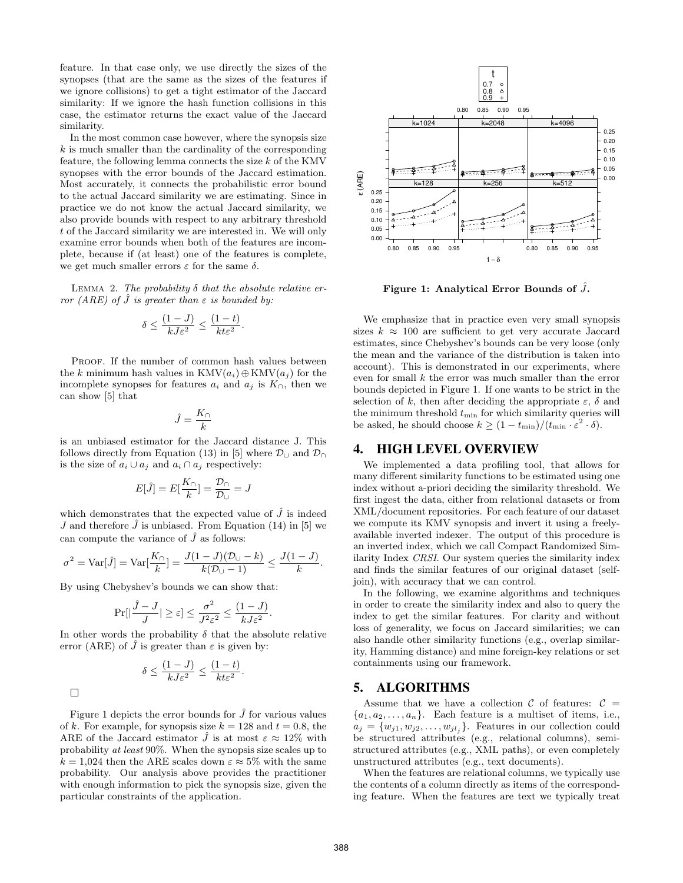feature. In that case only, we use directly the sizes of the synopses (that are the same as the sizes of the features if we ignore collisions) to get a tight estimator of the Jaccard similarity: If we ignore the hash function collisions in this case, the estimator returns the exact value of the Jaccard similarity.

In the most common case however, where the synopsis size $k$ is much smaller than the cardinality of the corresponding feature, the following lemma connects the size $k$ of the KMV synopses with the error bounds of the Jaccard estimation. Most accurately, it connects the probabilistic error bound to the actual Jaccard similarity we are estimating. Since in practice we do not know the actual Jaccard similarity, we also provide bounds with respect to any arbitrary threshold $t$ of the Jaccard similarity we are interested in. We will only examine error bounds when both of the features are incomplete, because if (at least) one of the features is complete, we get much smaller errors $\varepsilon$ for the same $\delta$.

Lemma 2. *The probability $\delta$ that the absolute relative error (ARE) of $\hat{J}$ is greater than $\varepsilon$ is bounded by:*

$$\delta \leq \frac{(1-J)}{kJ\varepsilon^2} \leq \frac{(1-t)}{kt\varepsilon^2}.$$

Proof. If the number of common hash values between the $k$ minimum hash values in $\mathrm{KMV}(a_i) \oplus \mathrm{KMV}(a_j)$ for the incomplete synopses for features $a_i$ and $a_j$ is $K_\cap$, then we can show [5] that

$$\hat{J} = \frac{K_\cap}{k}$$

is an unbiased estimator for the Jaccard distance J. This follows directly from Equation (13) in [5] where $\mathcal{D}_\cup$ and $\mathcal{D}_\cap$ is the size of $a_i \cup a_j$ and $a_i \cap a_j$ respectively:

$$E[\hat{J}] = E[\frac{K_\cap}{k}] = \frac{\mathcal{D}_\cap}{\mathcal{D}_\cup} = J$$

which demonstrates that the expected value of $\hat{J}$ is indeed $J$ and therefore $\hat{J}$ is unbiased. From Equation (14) in [5] we can compute the variance of $\hat{J}$ as follows:

$$\sigma^2 = \mathrm{Var}[\hat{J}] = \mathrm{Var}[\frac{K_\cap}{k}] = \frac{J(1-J)(\mathcal{D}_\cup - k)}{k(\mathcal{D}_\cup - 1)} \leq \frac{J(1-J)}{k}.$$

By using Chebyshev's bounds we can show that:

$$\Pr[|\frac{\hat{J} - J}{J}| \geq \varepsilon] \leq \frac{\sigma^2}{J^2\varepsilon^2} \leq \frac{(1-J)}{kJ\varepsilon^2}.$$

In other words the probability $\delta$ that the absolute relative error (ARE) of $\hat{J}$ is greater than $\varepsilon$ is given by:

$$\delta \leq \frac{(1-J)}{kJ\varepsilon^2} \leq \frac{(1-t)}{kt\varepsilon^2}.$$

□

Figure 1 depicts the error bounds for $\hat{J}$ for various values of $k$. For example, for synopsis size $k = 128$ and $t = 0.8$, the ARE of the Jaccard estimator $\hat{J}$ is at most $\varepsilon \approx 12\%$ with probability *at least* 90%. When the synopsis size scales up to $k = 1{,}024$ then the ARE scales down $\varepsilon \approx 5\%$ with the same probability. Our analysis above provides the practitioner with enough information to pick the synopsis size, given the particular constraints of the application.

**Figure 1: Analytical Error Bounds of $\hat{J}$.**

We emphasize that in practice even very small synopsis sizes $k \approx 100$ are sufficient to get very accurate Jaccard estimates, since Chebyshev's bounds can be very loose (only the mean and the variance of the distribution is taken into account). This is demonstrated in our experiments, where even for small $k$ the error was much smaller than the error bounds depicted in Figure 1. If one wants to be strict in the selection of $k$, then after deciding the appropriate $\varepsilon$, $\delta$ and the minimum threshold $t_{\min}$ for which similarity queries will be asked, he should choose $k \geq (1 - t_{\min})/(t_{\min} \cdot \varepsilon^2 \cdot \delta)$.

## 4. HIGH LEVEL OVERVIEW

We implemented a data profiling tool, that allows for many different similarity functions to be estimated using one index without a-priori deciding the similarity threshold. We first ingest the data, either from relational datasets or from XML/document repositories. For each feature of our dataset we compute its KMV synopsis and invert it using a freely-available inverted indexer. The output of this procedure is an inverted index, which we call Compact Randomized Similarity Index *CRSI*. Our system queries the similarity index and finds the similar features of our original dataset (self-join), with accuracy that we can control.

In the following, we examine algorithms and techniques in order to create the similarity index and also to query the index to get the similar features. For clarity and without loss of generality, we focus on Jaccard similarities; we can also handle other similarity functions (e.g., overlap similarity, Hamming distance) and mine foreign-key relations or set containments using our framework.

## 5. ALGORITHMS

Assume that we have a collection $\mathcal{C}$ of features: $\mathcal{C} = \{a_1, a_2, \ldots, a_n\}$. Each feature is a multiset of items, i.e., $a_j = \{w_{j1}, w_{j2}, \ldots, w_{jl_j}\}$. Features in our collection could be structured attributes (e.g., relational columns), semi-structured attributes (e.g., XML paths), or even completely unstructured attributes (e.g., text documents).

When the features are relational columns, we typically use the contents of a column directly as items of the corresponding feature. When the features are text we typically treat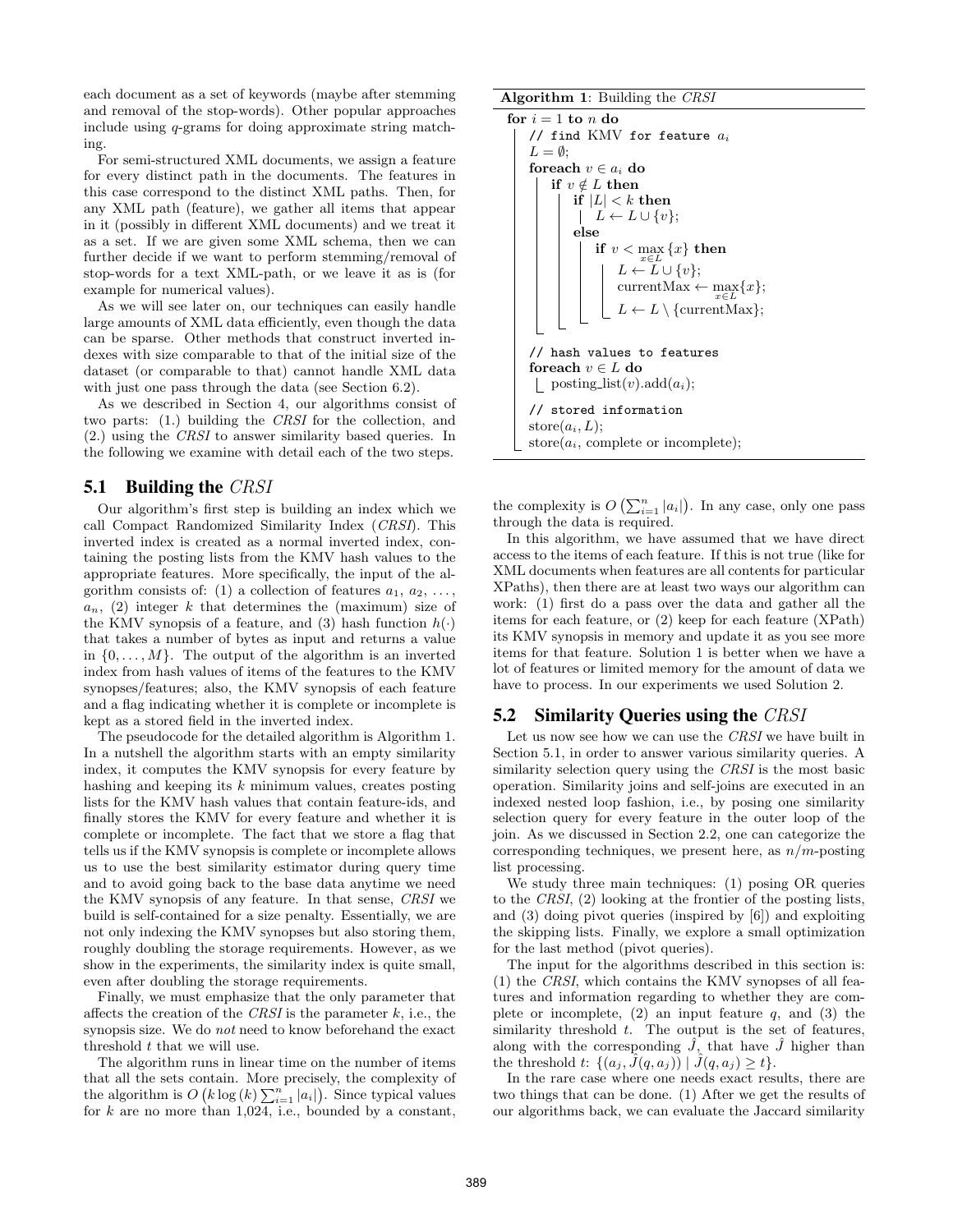each document as a set of keywords (maybe after stemming and removal of the stop-words). Other popular approaches include using $q$-grams for doing approximate string matching.

For semi-structured XML documents, we assign a feature for every distinct path in the documents. The features in this case correspond to the distinct XML paths. Then, for any XML path (feature), we gather all items that appear in it (possibly in different XML documents) and we treat it as a set. If we are given some XML schema, then we can further decide if we want to perform stemming/removal of stop-words for a text XML-path, or we leave it as is (for example for numerical values).

As we will see later on, our techniques can easily handle large amounts of XML data efficiently, even though the data can be sparse. Other methods that construct inverted indexes with size comparable to that of the initial size of the dataset (or comparable to that) cannot handle XML data with just one pass through the data (see Section 6.2).

As we described in Section 4, our algorithms consist of two parts: (1.) building the *CRSI* for the collection, and (2.) using the *CRSI* to answer similarity based queries. In the following we examine with detail each of the two steps.

## 5.1 Building the *CRSI*

Our algorithm's first step is building an index which we call Compact Randomized Similarity Index (*CRSI*). This inverted index is created as a normal inverted index, containing the posting lists from the KMV hash values to the appropriate features. More specifically, the input of the algorithm consists of: (1) a collection of features $a_1, a_2, \ldots, a_n$, (2) integer $k$ that determines the (maximum) size of the KMV synopsis of a feature, and (3) hash function $h(\cdot)$ that takes a number of bytes as input and returns a value in $\{0, \ldots, M\}$. The output of the algorithm is an inverted index from hash values of items of the features to the KMV synopses/features; also, the KMV synopsis of each feature and a flag indicating whether it is complete or incomplete is kept as a stored field in the inverted index.

The pseudocode for the detailed algorithm is Algorithm 1. In a nutshell the algorithm starts with an empty similarity index, it computes the KMV synopsis for every feature by hashing and keeping its $k$ minimum values, creates posting lists for the KMV hash values that contain feature-ids, and finally stores the KMV for every feature and whether it is complete or incomplete. The fact that we store a flag that tells us if the KMV synopsis is complete or incomplete allows us to use the best similarity estimator during query time and to avoid going back to the base data anytime we need the KMV synopsis of any feature. In that sense, *CRSI* we build is self-contained for a size penalty. Essentially, we are not only indexing the KMV synopses but also storing them, roughly doubling the storage requirements. However, as we show in the experiments, the similarity index is quite small, even after doubling the storage requirements.

Finally, we must emphasize that the only parameter that affects the creation of the *CRSI* is the parameter $k$, i.e., the synopsis size. We do *not* need to know beforehand the exact threshold $t$ that we will use.

The algorithm runs in linear time on the number of items that all the sets contain. More precisely, the complexity of the algorithm is $O\left(k \log(k) \sum_{i=1}^{n} |a_i|\right)$. Since typical values for $k$ are no more than 1,024, i.e., bounded by a constant, the complexity is $O\left(\sum_{i=1}^{n} |a_i|\right)$. In any case, only one pass through the data is required.

**Algorithm 1**: Building the *CRSI*

```
for i = 1 to n do
    // find KMV for feature a_i
    L = ∅;
    foreach v ∈ a_i do
        if v ∉ L then
            if |L| < k then
                L ← L ∪ {v};
            else
                if v < max_{x∈L} {x} then
                    L ← L ∪ {v};
                    currentMax ← max_{x∈L} {x};
                    L ← L \ {currentMax};
    // hash values to features
    foreach v ∈ L do
        posting_list(v).add(a_i);
    // stored information
    store(a_i, L);
    store(a_i, complete or incomplete);
```

In this algorithm, we have assumed that we have direct access to the items of each feature. If this is not true (like for XML documents when features are all contents for particular XPaths), then there are at least two ways our algorithm can work: (1) first do a pass over the data and gather all the items for each feature, or (2) keep for each feature (XPath) its KMV synopsis in memory and update it as you see more items for that feature. Solution 1 is better when we have a lot of features or limited memory for the amount of data we have to process. In our experiments we used Solution 2.

## 5.2 Similarity Queries using the *CRSI*

Let us now see how we can use the *CRSI* we have built in Section 5.1, in order to answer various similarity queries. A similarity selection query using the *CRSI* is the most basic operation. Similarity joins and self-joins are executed in an indexed nested loop fashion, i.e., by posing one similarity selection query for every feature in the outer loop of the join. As we discussed in Section 2.2, one can categorize the corresponding techniques, we present here, as $n/m$-posting list processing.

We study three main techniques: (1) posing OR queries to the *CRSI*, (2) looking at the frontier of the posting lists, and (3) doing pivot queries (inspired by [6]) and exploiting the skipping lists. Finally, we explore a small optimization for the last method (pivot queries).

The input for the algorithms described in this section is: (1) the *CRSI*, which contains the KMV synopses of all features and information regarding to whether they are complete or incomplete, (2) an input feature $q$, and (3) the similarity threshold $t$. The output is the set of features, along with the corresponding $\hat{J}$, that have $\hat{J}$ higher than the threshold $t$: $\{(a_j, \hat{J}(q, a_j)) \mid \hat{J}(q, a_j) \geq t\}$.

In the rare case where one needs exact results, there are two things that can be done. (1) After we get the results of our algorithms back, we can evaluate the Jaccard similarity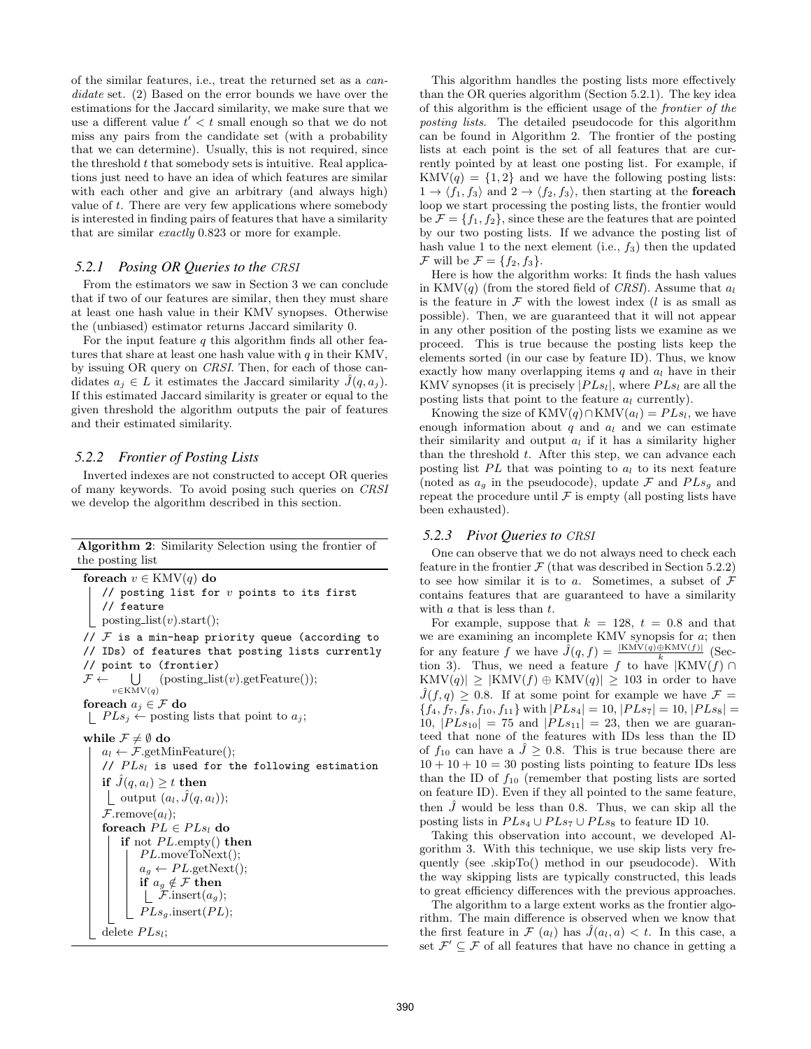of the similar features, i.e., treat the returned set as a *candidate* set. (2) Based on the error bounds we have over the estimations for the Jaccard similarity, we make sure that we use a different value $t' < t$ small enough so that we do not miss any pairs from the candidate set (with a probability that we can determine). Usually, this is not required, since the threshold $t$ that somebody sets is intuitive. Real applications just need to have an idea of which features are similar with each other and give an arbitrary (and always high) value of $t$. There are very few applications where somebody is interested in finding pairs of features that have a similarity that are similar *exactly* 0.823 or more for example.

### 5.2.1 Posing OR Queries to the CRSI

From the estimators we saw in Section 3 we can conclude that if two of our features are similar, then they must share at least one hash value in their KMV synopses. Otherwise the (unbiased) estimator returns Jaccard similarity 0.

For the input feature $q$ this algorithm finds all other features that share at least one hash value with $q$ in their KMV, by issuing OR query on *CRSI*. Then, for each of those candidates $a_j \in L$ it estimates the Jaccard similarity $\hat{J}(q, a_j)$. If this estimated Jaccard similarity is greater or equal to the given threshold the algorithm outputs the pair of features and their estimated similarity.

### 5.2.2 Frontier of Posting Lists

Inverted indexes are not constructed to accept OR queries of many keywords. To avoid posing such queries on *CRSI* we develop the algorithm described in this section.

**Algorithm 2**: Similarity Selection using the frontier of the posting list

```
foreach v ∈ KMV(q) do
    // posting list for v points to its first
    // feature
    posting_list(v).start();
// F is a min-heap priority queue (according to
// IDs) of features that posting lists currently
// point to (frontier)
F ← ⋃_{v∈KMV(q)} (posting_list(v).getFeature());
foreach a_j ∈ F do
    PLs_j ← posting lists that point to a_j;
while F ≠ ∅ do
    a_l ← F.getMinFeature();
    // PLs_l is used for the following estimation
    if Ĵ(q, a_l) ≥ t then
        output (a_l, Ĵ(q, a_l));
    F.remove(a_l);
    foreach PL ∈ PLs_l do
        if not PL.empty() then
            PL.moveToNext();
            a_g ← PL.getNext();
            if a_g ∉ F then
                F.insert(a_g);
            PLs_g.insert(PL);
    delete PLs_l;
```

This algorithm handles the posting lists more effectively than the OR queries algorithm (Section 5.2.1). The key idea of this algorithm is the efficient usage of the *frontier of the posting lists*. The detailed pseudocode for this algorithm can be found in Algorithm 2. The frontier of the posting lists at each point is the set of all features that are currently pointed by at least one posting list. For example, if $\text{KMV}(q) = \{1, 2\}$ and we have the following posting lists: $1 \rightarrow \langle f_1, f_3 \rangle$ and $2 \rightarrow \langle f_2, f_3 \rangle$, then starting at the **foreach** loop we start processing the posting lists, the frontier would be $\mathcal{F} = \{f_1, f_2\}$, since these are the features that are pointed by our two posting lists. If we advance the posting list of hash value 1 to the next element (i.e., $f_3$) then the updated $\mathcal{F}$ will be $\mathcal{F} = \{f_2, f_3\}$.

Here is how the algorithm works: It finds the hash values in $\text{KMV}(q)$ (from the stored field of *CRSI*). Assume that $a_l$ is the feature in $\mathcal{F}$ with the lowest index ($l$ is as small as possible). Then, we are guaranteed that it will not appear in any other position of the posting lists we examine as we proceed. This is true because the posting lists keep the elements sorted (in our case by feature ID). Thus, we know exactly how many overlapping items $q$ and $a_l$ have in their KMV synopses (it is precisely $|PLs_l|$, where $PLs_l$ are all the posting lists that point to the feature $a_l$ currently).

Knowing the size of $\text{KMV}(q) \cap \text{KMV}(a_l) = PLs_l$, we have enough information about $q$ and $a_l$ and we can estimate their similarity and output $a_l$ if it has a similarity higher than the threshold $t$. After this step, we can advance each posting list $PL$ that was pointing to $a_l$ to its next feature (noted as $a_g$ in the pseudocode), update $\mathcal{F}$ and $PLs_g$ and repeat the procedure until $\mathcal{F}$ is empty (all posting lists have been exhausted).

### 5.2.3 Pivot Queries to CRSI

One can observe that we do not always need to check each feature in the frontier $\mathcal{F}$ (that was described in Section 5.2.2) to see how similar it is to $a$. Sometimes, a subset of $\mathcal{F}$ contains features that are guaranteed to have a similarity with $a$ that is less than $t$.

For example, suppose that $k = 128$, $t = 0.8$ and that we are examining an incomplete KMV synopsis for $a$; then for any feature $f$ we have $\hat{J}(q, f) = \frac{|\text{KMV}(q) \oplus \text{KMV}(f)|}{k}$ (Section 3). Thus, we need a feature $f$ to have $|\text{KMV}(f) \cap \text{KMV}(q)| \geq |\text{KMV}(f) \oplus \text{KMV}(q)| \geq 103$ in order to have $\hat{J}(f, q) \geq 0.8$. If at some point for example we have $\mathcal{F} = \{f_4, f_7, f_8, f_{10}, f_{11}\}$ with $|PLs_4| = 10$, $|PLs_7| = 10$, $|PLs_8| = 10$, $|PLs_{10}| = 75$ and $|PLs_{11}| = 23$, then we are guaranteed that none of the features with IDs less than the ID of $f_{10}$ can have a $\hat{J} \geq 0.8$. This is true because there are $10 + 10 + 10 = 30$ posting lists pointing to feature IDs less than the ID of $f_{10}$ (remember that posting lists are sorted on feature ID). Even if they all pointed to the same feature, then $\hat{J}$ would be less than 0.8. Thus, we can skip all the posting lists in $PLs_4 \cup PLs_7 \cup PLs_8$ to feature ID 10.

Taking this observation into account, we developed Algorithm 3. With this technique, we use skip lists very frequently (see .skipTo() method in our pseudocode). With the way skipping lists are typically constructed, this leads to great efficiency differences with the previous approaches.

The algorithm to a large extent works as the frontier algorithm. The main difference is observed when we know that the first feature in $\mathcal{F}$ ($a_l$) has $\hat{J}(a_l, a) < t$. In this case, a set $\mathcal{F}' \subseteq \mathcal{F}$ of all features that have no chance in getting a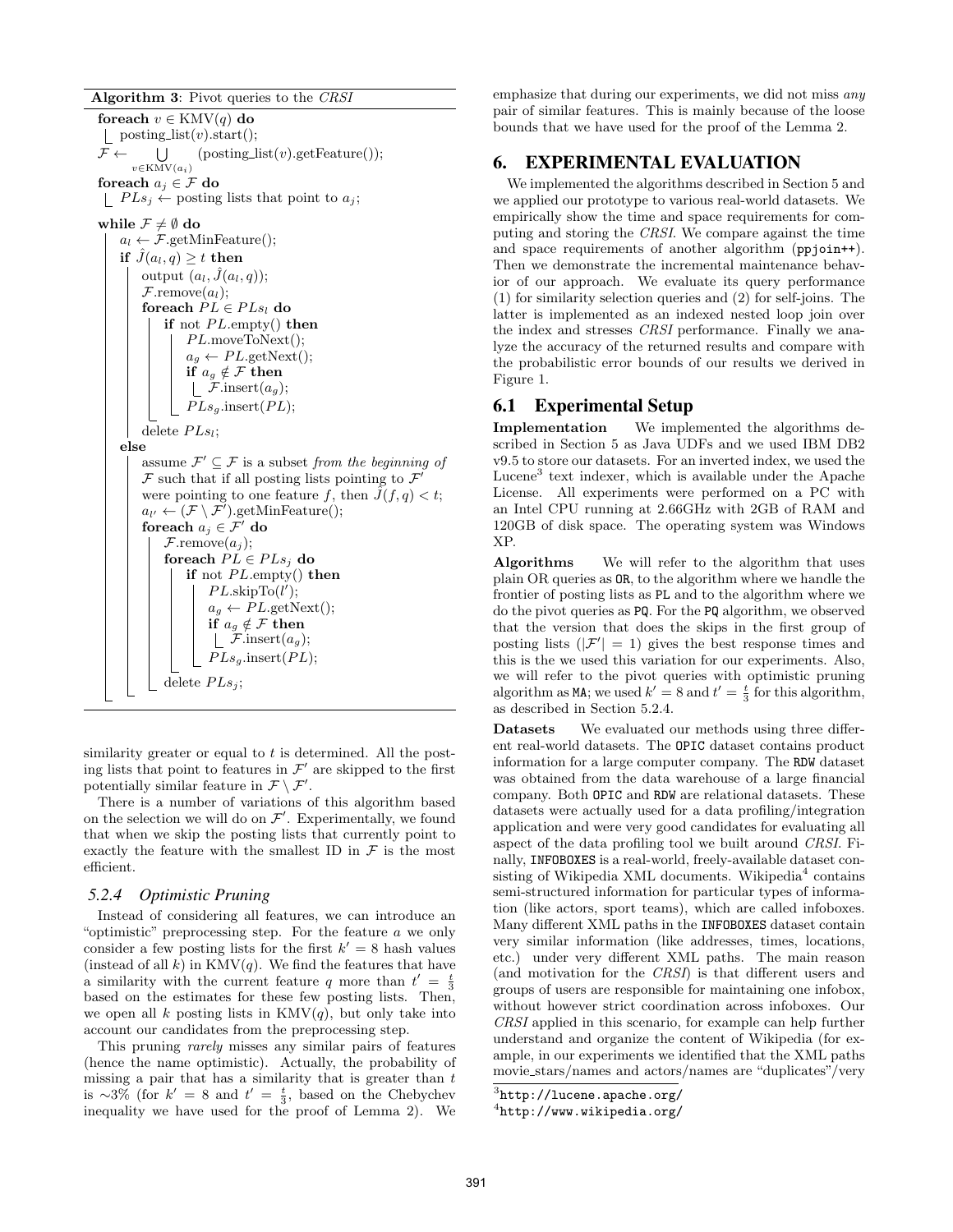**Algorithm 3**: Pivot queries to the *CRSI*

```
foreach v ∈ KMV(q) do
    posting_list(v).start();
F ← ⋃_{v∈KMV(a_i)} (posting_list(v).getFeature());
foreach a_j ∈ F do
    PLs_j ← posting lists that point to a_j;
while F ≠ ∅ do
    a_l ← F.getMinFeature();
    if Ĵ(a_l, q) ≥ t then
        output (a_l, Ĵ(a_l, q));
        F.remove(a_l);
        foreach PL ∈ PLs_l do
            if not PL.empty() then
                PL.moveToNext();
                a_g ← PL.getNext();
                if a_g ∉ F then
                    F.insert(a_g);
                PLs_g.insert(PL);
        delete PLs_l;
    else
        assume F' ⊆ F is a subset from the beginning of
        F such that if all posting lists pointing to F'
        were pointing to one feature f, then Ĵ(f, q) < t;
        a_l' ← (F \ F').getMinFeature();
        foreach a_j ∈ F' do
            F.remove(a_j);
            foreach PL ∈ PLs_j do
                if not PL.empty() then
                    PL.skipTo(l');
                    a_g ← PL.getNext();
                    if a_g ∉ F then
                        F.insert(a_g);
                    PLs_g.insert(PL);
            delete PLs_j;
```

similarity greater or equal to $t$ is determined. All the posting lists that point to features in $\mathcal{F}'$ are skipped to the first potentially similar feature in $\mathcal{F} \setminus \mathcal{F}'$.

There is a number of variations of this algorithm based on the selection we will do on $\mathcal{F}'$. Experimentally, we found that when we skip the posting lists that currently point to exactly the feature with the smallest ID in $\mathcal{F}$ is the most efficient.

#### 5.2.4 Optimistic Pruning

Instead of considering all features, we can introduce an "optimistic" preprocessing step. For the feature $a$ we only consider a few posting lists for the first $k' = 8$ hash values (instead of all $k$) in $\text{KMV}(q)$. We find the features that have a similarity with the current feature $q$ more than $t' = \frac{t}{3}$ based on the estimates for these few posting lists. Then, we open all $k$ posting lists in $\text{KMV}(q)$, but only take into account our candidates from the preprocessing step.

This pruning *rarely* misses any similar pairs of features (hence the name optimistic). Actually, the probability of missing a pair that has a similarity that is greater than $t$ is $\sim$3% (for $k' = 8$ and $t' = \frac{t}{3}$, based on the Chebychev inequality we have used for the proof of Lemma 2). We emphasize that during our experiments, we did not miss *any* pair of similar features. This is mainly because of the loose bounds that we have used for the proof of the Lemma 2.

## 6. EXPERIMENTAL EVALUATION

We implemented the algorithms described in Section 5 and we applied our prototype to various real-world datasets. We empirically show the time and space requirements for computing and storing the *CRSI*. We compare against the time and space requirements of another algorithm (ppjoin++). Then we demonstrate the incremental maintenance behavior of our approach. We evaluate its query performance (1) for similarity selection queries and (2) for self-joins. The latter is implemented as an indexed nested loop join over the index and stresses *CRSI* performance. Finally we analyze the accuracy of the returned results and compare with the probabilistic error bounds of our results we derived in Figure 1.

### 6.1 Experimental Setup

**Implementation** We implemented the algorithms described in Section 5 as Java UDFs and we used IBM DB2 v9.5 to store our datasets. For an inverted index, we used the Lucene[3] text indexer, which is available under the Apache License. All experiments were performed on a PC with an Intel CPU running at 2.66GHz with 2GB of RAM and 120GB of disk space. The operating system was Windows XP.

**Algorithms** We will refer to the algorithm that uses plain OR queries as OR, to the algorithm where we handle the frontier of posting lists as PL and to the algorithm where we do the pivot queries as PQ. For the PQ algorithm, we observed that the version that does the skips in the first group of posting lists ($|\mathcal{F}'| = 1$) gives the best response times and this is the we used this variation for our experiments. Also, we will refer to the pivot queries with optimistic pruning algorithm as MA; we used $k' = 8$ and $t' = \frac{t}{3}$ for this algorithm, as described in Section 5.2.4.

**Datasets** We evaluated our methods using three different real-world datasets. The OPIC dataset contains product information for a large computer company. The RDW dataset was obtained from the data warehouse of a large financial company. Both OPIC and RDW are relational datasets. These datasets were actually used for a data profiling/integration application and were very good candidates for evaluating all aspect of the data profiling tool we built around *CRSI*. Finally, INFOBOXES is a real-world, freely-available dataset consisting of Wikipedia XML documents. Wikipedia[4] contains semi-structured information for particular types of information (like actors, sport teams), which are called infoboxes. Many different XML paths in the INFOBOXES dataset contain very similar information (like addresses, times, locations, etc.) under very different XML paths. The main reason (and motivation for the *CRSI*) is that different users and groups of users are responsible for maintaining one infobox, without however strict coordination across infoboxes. Our *CRSI* applied in this scenario, for example can help further understand and organize the content of Wikipedia (for example, in our experiments we identified that the XML paths movie_stars/names and actors/names are "duplicates"/very

[3] http://lucene.apache.org/

[4] http://www.wikipedia.org/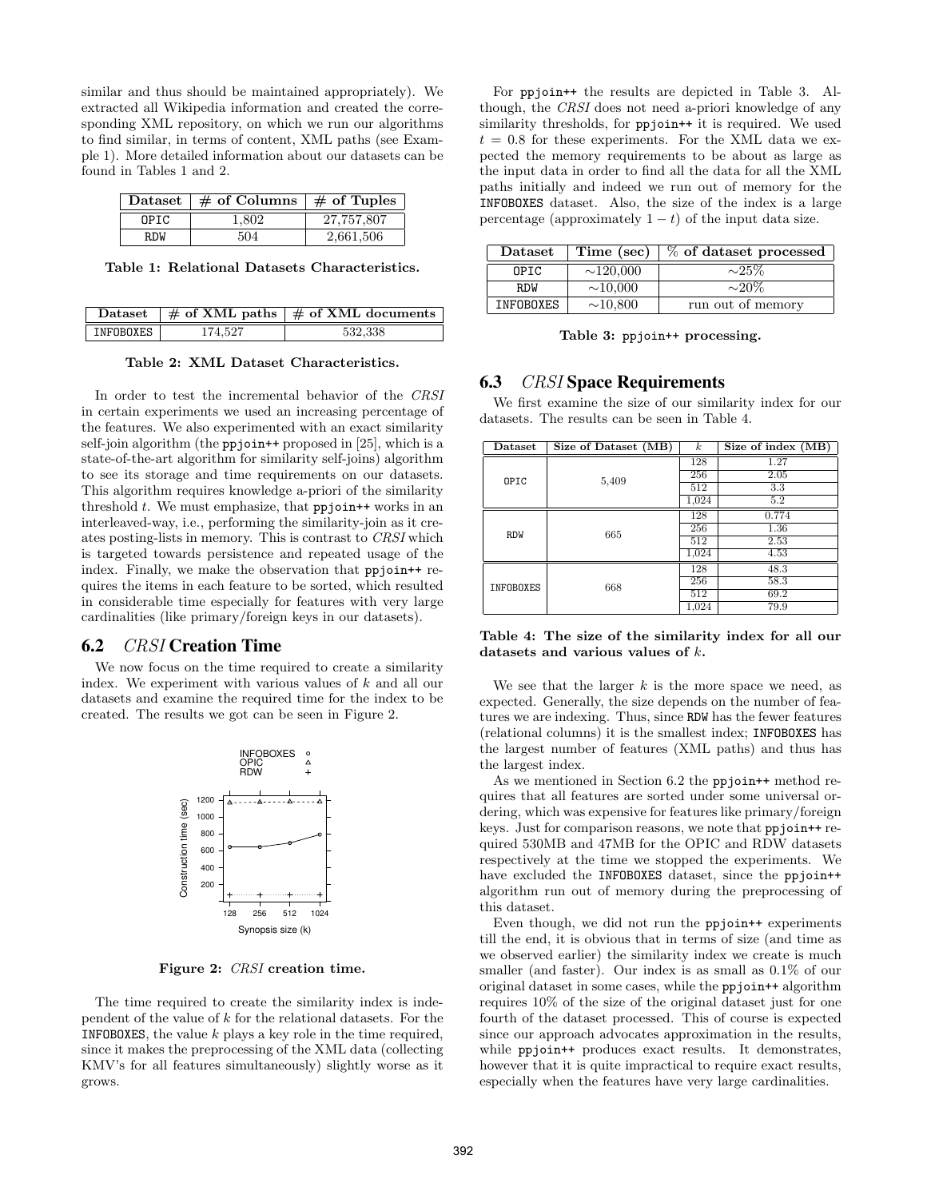similar and thus should be maintained appropriately). We extracted all Wikipedia information and created the corresponding XML repository, on which we run our algorithms to find similar, in terms of content, XML paths (see Example 1). More detailed information about our datasets can be found in Tables 1 and 2.

| Dataset | # of Columns | # of Tuples |
|---|---|---|
| OPIC | 1,802 | 27,757,807 |
| RDW | 504 | 2,661,506 |

**Table 1: Relational Datasets Characteristics.**

| Dataset | # of XML paths | # of XML documents |
|---|---|---|
| INFOBOXES | 174,527 | 532,338 |

**Table 2: XML Dataset Characteristics.**

In order to test the incremental behavior of the *CRSI* in certain experiments we used an increasing percentage of the features. We also experimented with an exact similarity self-join algorithm (the `ppjoin++` proposed in [25], which is a state-of-the-art algorithm for similarity self-joins) algorithm to see its storage and time requirements on our datasets. This algorithm requires knowledge a-priori of the similarity threshold $t$. We must emphasize, that `ppjoin++` works in an interleaved-way, i.e., performing the similarity-join as it creates posting-lists in memory. This is contrast to *CRSI* which is targeted towards persistence and repeated usage of the index. Finally, we make the observation that `ppjoin++` requires the items in each feature to be sorted, which resulted in considerable time especially for features with very large cardinalities (like primary/foreign keys in our datasets).

## 6.2 *CRSI* Creation Time

We now focus on the time required to create a similarity index. We experiment with various values of $k$ and all our datasets and examine the required time for the index to be created. The results we got can be seen in Figure 2.

**Figure 2:** *CRSI* **creation time.**

The time required to create the similarity index is independent of the value of $k$ for the relational datasets. For the INFOBOXES, the value $k$ plays a key role in the time required, since it makes the preprocessing of the XML data (collecting KMV's for all features simultaneously) slightly worse as it grows.

For `ppjoin++` the results are depicted in Table 3. Although, the *CRSI* does not need a-priori knowledge of any similarity thresholds, for `ppjoin++` it is required. We used $t = 0.8$ for these experiments. For the XML data we expected the memory requirements to be about as large as the input data in order to find all the data for all the XML paths initially and indeed we run out of memory for the INFOBOXES dataset. Also, the size of the index is a large percentage (approximately $1 - t$) of the input data size.

| Dataset | Time (sec) | % of dataset processed |
|---|---|---|
| OPIC | ∼120,000 | ∼25% |
| RDW | ∼10,000 | ∼20% |
| INFOBOXES | ∼10,800 | run out of memory |

**Table 3: `ppjoin++` processing.**

## 6.3 *CRSI* Space Requirements

We first examine the size of our similarity index for our datasets. The results can be seen in Table 4.

| Dataset | Size of Dataset (MB) | $k$ | Size of index (MB) |
|---|---|---|---|
| OPIC | 5,409 | 128 | 1.27 |
| | | 256 | 2.05 |
| | | 512 | 3.3 |
| | | 1,024 | 5.2 |
| RDW | 665 | 128 | 0.774 |
| | | 256 | 1.36 |
| | | 512 | 2.53 |
| | | 1,024 | 4.53 |
| INFOBOXES | 668 | 128 | 48.3 |
| | | 256 | 58.3 |
| | | 512 | 69.2 |
| | | 1,024 | 79.9 |

**Table 4: The size of the similarity index for all our datasets and various values of $k$.**

We see that the larger $k$ is the more space we need, as expected. Generally, the size depends on the number of features we are indexing. Thus, since RDW has the fewer features (relational columns) it is the smallest index; INFOBOXES has the largest number of features (XML paths) and thus has the largest index.

As we mentioned in Section 6.2 the `ppjoin++` method requires that all features are sorted under some universal ordering, which was expensive for features like primary/foreign keys. Just for comparison reasons, we note that `ppjoin++` required 530MB and 47MB for the OPIC and RDW datasets respectively at the time we stopped the experiments. We have excluded the INFOBOXES dataset, since the `ppjoin++` algorithm run out of memory during the preprocessing of this dataset.

Even though, we did not run the `ppjoin++` experiments till the end, it is obvious that in terms of size (and time as we observed earlier) the similarity index we create is much smaller (and faster). Our index is as small as 0.1% of our original dataset in some cases, while the `ppjoin++` algorithm requires 10% of the size of the original dataset just for one fourth of the dataset processed. This of course is expected since our approach advocates approximation in the results, while `ppjoin++` produces exact results. It demonstrates, however that it is quite impractical to require exact results, especially when the features have very large cardinalities.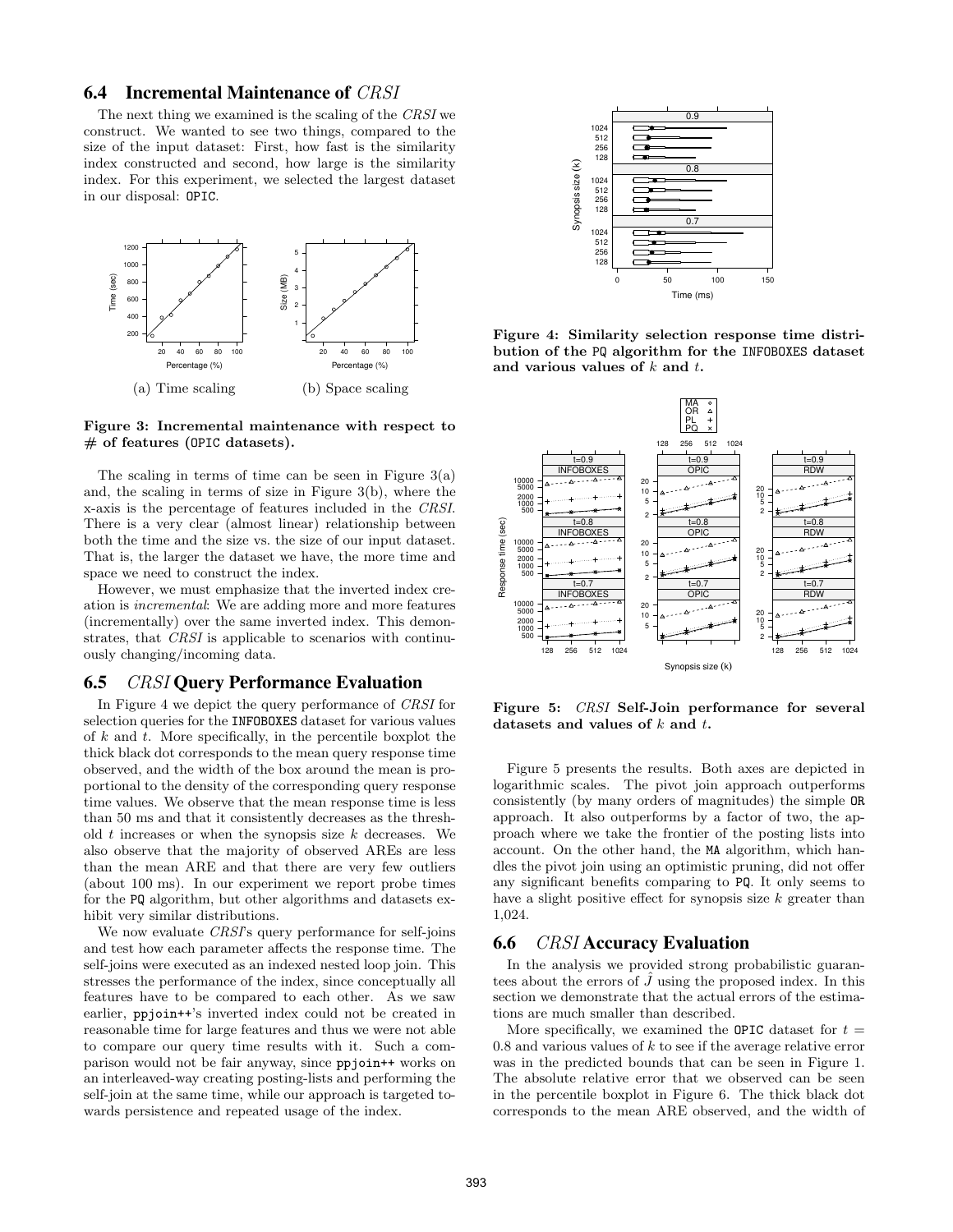### 6.4 Incremental Maintenance of *CRSI*

The next thing we examined is the scaling of the *CRSI* we construct. We wanted to see two things, compared to the size of the input dataset: First, how fast is the similarity index constructed and second, how large is the similarity index. For this experiment, we selected the largest dataset in our disposal: OPIC.

(a) Time scaling

(b) Space scaling

**Figure 3: Incremental maintenance with respect to # of features (OPIC datasets).**

The scaling in terms of time can be seen in Figure 3(a) and, the scaling in terms of size in Figure 3(b), where the x-axis is the percentage of features included in the *CRSI*. There is a very clear (almost linear) relationship between both the time and the size vs. the size of our input dataset. That is, the larger the dataset we have, the more time and space we need to construct the index.

However, we must emphasize that the inverted index creation is *incremental*: We are adding more and more features (incrementally) over the same inverted index. This demonstrates, that *CRSI* is applicable to scenarios with continuously changing/incoming data.

### 6.5 *CRSI* Query Performance Evaluation

In Figure 4 we depict the query performance of *CRSI* for selection queries for the INFOBOXES dataset for various values of $k$ and $t$. More specifically, in the percentile boxplot the thick black dot corresponds to the mean query response time observed, and the width of the box around the mean is proportional to the density of the corresponding query response time values. We observe that the mean response time is less than 50 ms and that it consistently decreases as the threshold $t$ increases or when the synopsis size $k$ decreases. We also observe that the majority of observed AREs are less than the mean ARE and that there are very few outliers (about 100 ms). In our experiment we report probe times for the PQ algorithm, but other algorithms and datasets exhibit very similar distributions.

We now evaluate *CRSI*'s query performance for self-joins and test how each parameter affects the response time. The self-joins were executed as an indexed nested loop join. This stresses the performance of the index, since conceptually all features have to be compared to each other. As we saw earlier, ppjoin++'s inverted index could not be created in reasonable time for large features and thus we were not able to compare our query time results with it. Such a comparison would not be fair anyway, since ppjoin++ works on an interleaved-way creating posting-lists and performing the self-join at the same time, while our approach is targeted towards persistence and repeated usage of the index.

**Figure 4: Similarity selection response time distribution of the PQ algorithm for the INFOBOXES dataset and various values of $k$ and $t$.**

**Figure 5: *CRSI* Self-Join performance for several datasets and values of $k$ and $t$.**

Figure 5 presents the results. Both axes are depicted in logarithmic scales. The pivot join approach outperforms consistently (by many orders of magnitudes) the simple OR approach. It also outperforms by a factor of two, the approach where we take the frontier of the posting lists into account. On the other hand, the MA algorithm, which handles the pivot join using an optimistic pruning, did not offer any significant benefits comparing to PQ. It only seems to have a slight positive effect for synopsis size $k$ greater than 1,024.

### 6.6 *CRSI* Accuracy Evaluation

In the analysis we provided strong probabilistic guarantees about the errors of $\hat{J}$ using the proposed index. In this section we demonstrate that the actual errors of the estimations are much smaller than described.

More specifically, we examined the OPIC dataset for $t = 0.8$ and various values of $k$ to see if the average relative error was in the predicted bounds that can be seen in Figure 1. The absolute relative error that we observed can be seen in the percentile boxplot in Figure 6. The thick black dot corresponds to the mean ARE observed, and the width of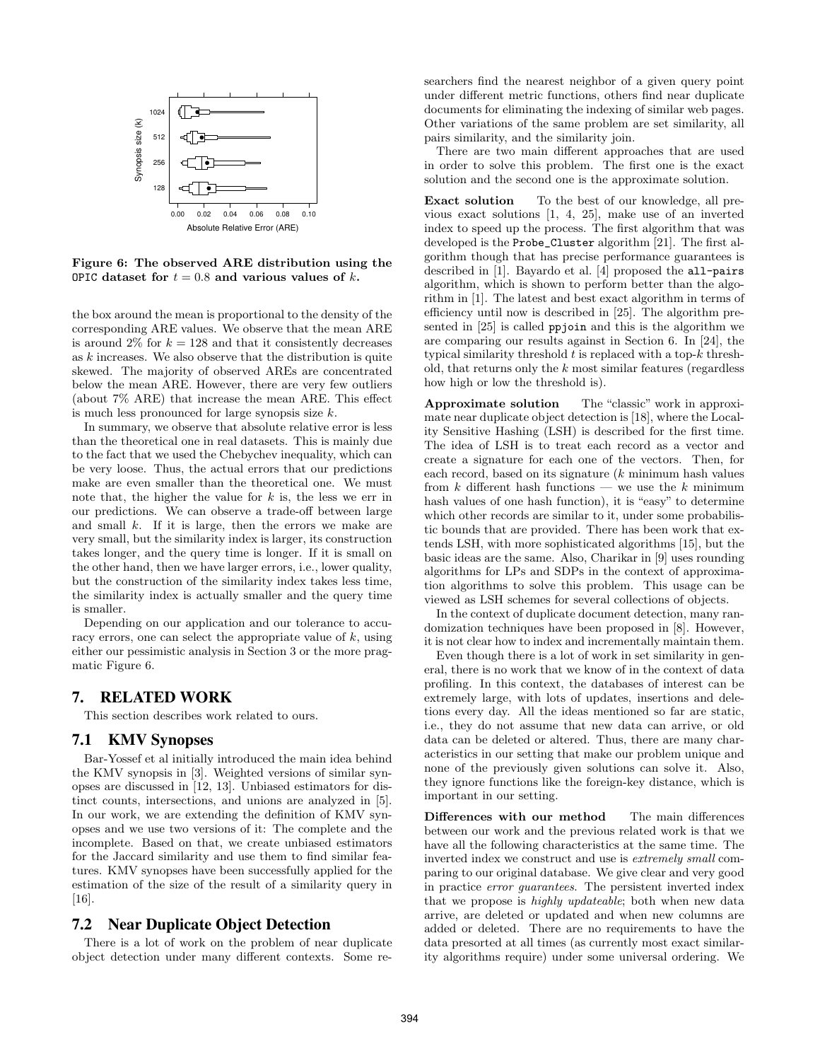Figure 6: The observed ARE distribution using the OPIC dataset for $t = 0.8$ and various values of $k$.

the box around the mean is proportional to the density of the corresponding ARE values. We observe that the mean ARE is around 2% for $k = 128$ and that it consistently decreases as $k$ increases. We also observe that the distribution is quite skewed. The majority of observed AREs are concentrated below the mean ARE. However, there are very few outliers (about 7% ARE) that increase the mean ARE. This effect is much less pronounced for large synopsis size $k$.

In summary, we observe that absolute relative error is less than the theoretical one in real datasets. This is mainly due to the fact that we used the Chebychev inequality, which can be very loose. Thus, the actual errors that our predictions make are even smaller than the theoretical one. We must note that, the higher the value for $k$ is, the less we err in our predictions. We can observe a trade-off between large and small $k$. If it is large, then the errors we make are very small, but the similarity index is larger, its construction takes longer, and the query time is longer. If it is small on the other hand, then we have larger errors, i.e., lower quality, but the construction of the similarity index takes less time, the similarity index is actually smaller and the query time is smaller.

Depending on our application and our tolerance to accuracy errors, one can select the appropriate value of $k$, using either our pessimistic analysis in Section 3 or the more pragmatic Figure 6.

## 7. RELATED WORK

This section describes work related to ours.

### 7.1 KMV Synopses

Bar-Yossef et al initially introduced the main idea behind the KMV synopsis in [3]. Weighted versions of similar synopses are discussed in [12, 13]. Unbiased estimators for distinct counts, intersections, and unions are analyzed in [5]. In our work, we are extending the definition of KMV synopses and we use two versions of it: The complete and the incomplete. Based on that, we create unbiased estimators for the Jaccard similarity and use them to find similar features. KMV synopses have been successfully applied for the estimation of the size of the result of a similarity query in [16].

### 7.2 Near Duplicate Object Detection

There is a lot of work on the problem of near duplicate object detection under many different contexts. Some researchers find the nearest neighbor of a given query point under different metric functions, others find near duplicate documents for eliminating the indexing of similar web pages. Other variations of the same problem are set similarity, all pairs similarity, and the similarity join.

There are two main different approaches that are used in order to solve this problem. The first one is the exact solution and the second one is the approximate solution.

**Exact solution** To the best of our knowledge, all previous exact solutions [1, 4, 25], make use of an inverted index to speed up the process. The first algorithm that was developed is the `Probe_Cluster` algorithm [21]. The first algorithm though that has precise performance guarantees is described in [1]. Bayardo et al. [4] proposed the `all-pairs` algorithm, which is shown to perform better than the algorithm in [1]. The latest and best exact algorithm in terms of efficiency until now is described in [25]. The algorithm presented in [25] is called `ppjoin` and this is the algorithm we are comparing our results against in Section 6. In [24], the typical similarity threshold $t$ is replaced with a top-$k$ threshold, that returns only the $k$ most similar features (regardless how high or low the threshold is).

**Approximate solution** The "classic" work in approximate near duplicate object detection is [18], where the Locality Sensitive Hashing (LSH) is described for the first time. The idea of LSH is to treat each record as a vector and create a signature for each one of the vectors. Then, for each record, based on its signature ($k$ minimum hash values from $k$ different hash functions — we use the $k$ minimum hash values of one hash function), it is "easy" to determine which other records are similar to it, under some probabilistic bounds that are provided. There has been work that extends LSH, with more sophisticated algorithms [15], but the basic ideas are the same. Also, Charikar in [9] uses rounding algorithms for LPs and SDPs in the context of approximation algorithms to solve this problem. This usage can be viewed as LSH schemes for several collections of objects.

In the context of duplicate document detection, many randomization techniques have been proposed in [8]. However, it is not clear how to index and incrementally maintain them.

Even though there is a lot of work in set similarity in general, there is no work that we know of in the context of data profiling. In this context, the databases of interest can be extremely large, with lots of updates, insertions and deletions every day. All the ideas mentioned so far are static, i.e., they do not assume that new data can arrive, or old data can be deleted or altered. Thus, there are many characteristics in our setting that make our problem unique and none of the previously given solutions can solve it. Also, they ignore functions like the foreign-key distance, which is important in our setting.

**Differences with our method** The main differences between our work and the previous related work is that we have all the following characteristics at the same time. The inverted index we construct and use is *extremely small* comparing to our original database. We give clear and very good in practice *error guarantees*. The persistent inverted index that we propose is *highly updateable*; both when new data arrive, are deleted or updated and when new columns are added or deleted. There are no requirements to have the data presorted at all times (as currently most exact similarity algorithms require) under some universal ordering. We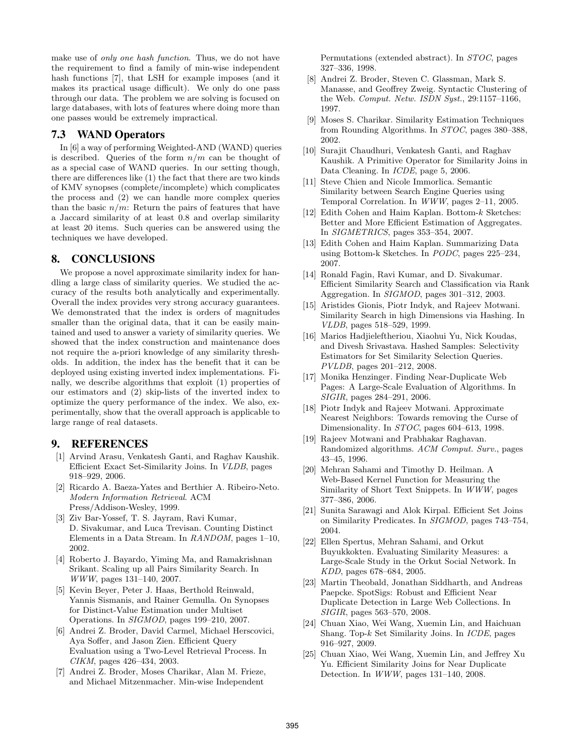make use of *only one hash function*. Thus, we do not have the requirement to find a family of min-wise independent hash functions [7], that LSH for example imposes (and it makes its practical usage difficult). We only do one pass through our data. The problem we are solving is focused on large databases, with lots of features where doing more than one passes would be extremely impractical.

## 7.3 WAND Operators

In [6] a way of performing Weighted-AND (WAND) queries is described. Queries of the form $n/m$ can be thought of as a special case of WAND queries. In our setting though, there are differences like (1) the fact that there are two kinds of KMV synopses (complete/incomplete) which complicates the process and (2) we can handle more complex queries than the basic $n/m$: Return the pairs of features that have a Jaccard similarity of at least 0.8 and overlap similarity at least 20 items. Such queries can be answered using the techniques we have developed.

# 8. CONCLUSIONS

We propose a novel approximate similarity index for handling a large class of similarity queries. We studied the accuracy of the results both analytically and experimentally. Overall the index provides very strong accuracy guarantees. We demonstrated that the index is orders of magnitudes smaller than the original data, that it can be easily maintained and used to answer a variety of similarity queries. We showed that the index construction and maintenance does not require the a-priori knowledge of any similarity thresholds. In addition, the index has the benefit that it can be deployed using existing inverted index implementations. Finally, we describe algorithms that exploit (1) properties of our estimators and (2) skip-lists of the inverted index to optimize the query performance of the index. We also, experimentally, show that the overall approach is applicable to large range of real datasets.

# 9. REFERENCES

[1] Arvind Arasu, Venkatesh Ganti, and Raghav Kaushik. Efficient Exact Set-Similarity Joins. In *VLDB*, pages 918–929, 2006.

[2] Ricardo A. Baeza-Yates and Berthier A. Ribeiro-Neto. *Modern Information Retrieval*. ACM Press/Addison-Wesley, 1999.

[3] Ziv Bar-Yossef, T. S. Jayram, Ravi Kumar, D. Sivakumar, and Luca Trevisan. Counting Distinct Elements in a Data Stream. In *RANDOM*, pages 1–10, 2002.

[4] Roberto J. Bayardo, Yiming Ma, and Ramakrishnan Srikant. Scaling up all Pairs Similarity Search. In *WWW*, pages 131–140, 2007.

[5] Kevin Beyer, Peter J. Haas, Berthold Reinwald, Yannis Sismanis, and Rainer Gemulla. On Synopses for Distinct-Value Estimation under Multiset Operations. In *SIGMOD*, pages 199–210, 2007.

[6] Andrei Z. Broder, David Carmel, Michael Herscovici, Aya Soffer, and Jason Zien. Efficient Query Evaluation using a Two-Level Retrieval Process. In *CIKM*, pages 426–434, 2003.

[7] Andrei Z. Broder, Moses Charikar, Alan M. Frieze, and Michael Mitzenmacher. Min-wise Independent Permutations (extended abstract). In *STOC*, pages 327–336, 1998.

[8] Andrei Z. Broder, Steven C. Glassman, Mark S. Manasse, and Geoffrey Zweig. Syntactic Clustering of the Web. *Comput. Netw. ISDN Syst.*, 29:1157–1166, 1997.

[9] Moses S. Charikar. Similarity Estimation Techniques from Rounding Algorithms. In *STOC*, pages 380–388, 2002.

[10] Surajit Chaudhuri, Venkatesh Ganti, and Raghav Kaushik. A Primitive Operator for Similarity Joins in Data Cleaning. In *ICDE*, page 5, 2006.

[11] Steve Chien and Nicole Immorlica. Semantic Similarity between Search Engine Queries using Temporal Correlation. In *WWW*, pages 2–11, 2005.

[12] Edith Cohen and Haim Kaplan. Bottom-$k$ Sketches: Better and More Efficient Estimation of Aggregates. In *SIGMETRICS*, pages 353–354, 2007.

[13] Edith Cohen and Haim Kaplan. Summarizing Data using Bottom-k Sketches. In *PODC*, pages 225–234, 2007.

[14] Ronald Fagin, Ravi Kumar, and D. Sivakumar. Efficient Similarity Search and Classification via Rank Aggregation. In *SIGMOD*, pages 301–312, 2003.

[15] Aristides Gionis, Piotr Indyk, and Rajeev Motwani. Similarity Search in high Dimensions via Hashing. In *VLDB*, pages 518–529, 1999.

[16] Marios Hadjieleftheriou, Xiaohui Yu, Nick Koudas, and Divesh Srivastava. Hashed Samples: Selectivity Estimators for Set Similarity Selection Queries. *PVLDB*, pages 201–212, 2008.

[17] Monika Henzinger. Finding Near-Duplicate Web Pages: A Large-Scale Evaluation of Algorithms. In *SIGIR*, pages 284–291, 2006.

[18] Piotr Indyk and Rajeev Motwani. Approximate Nearest Neighbors: Towards removing the Curse of Dimensionality. In *STOC*, pages 604–613, 1998.

[19] Rajeev Motwani and Prabhakar Raghavan. Randomized algorithms. *ACM Comput. Surv.*, pages 43–45, 1996.

[20] Mehran Sahami and Timothy D. Heilman. A Web-Based Kernel Function for Measuring the Similarity of Short Text Snippets. In *WWW*, pages 377–386, 2006.

[21] Sunita Sarawagi and Alok Kirpal. Efficient Set Joins on Similarity Predicates. In *SIGMOD*, pages 743–754, 2004.

[22] Ellen Spertus, Mehran Sahami, and Orkut Buyukkokten. Evaluating Similarity Measures: a Large-Scale Study in the Orkut Social Network. In *KDD*, pages 678–684, 2005.

[23] Martin Theobald, Jonathan Siddharth, and Andreas Paepcke. SpotSigs: Robust and Efficient Near Duplicate Detection in Large Web Collections. In *SIGIR*, pages 563–570, 2008.

[24] Chuan Xiao, Wei Wang, Xuemin Lin, and Haichuan Shang. Top-$k$ Set Similarity Joins. In *ICDE*, pages 916–927, 2009.

[25] Chuan Xiao, Wei Wang, Xuemin Lin, and Jeffrey Xu Yu. Efficient Similarity Joins for Near Duplicate Detection. In *WWW*, pages 131–140, 2008.